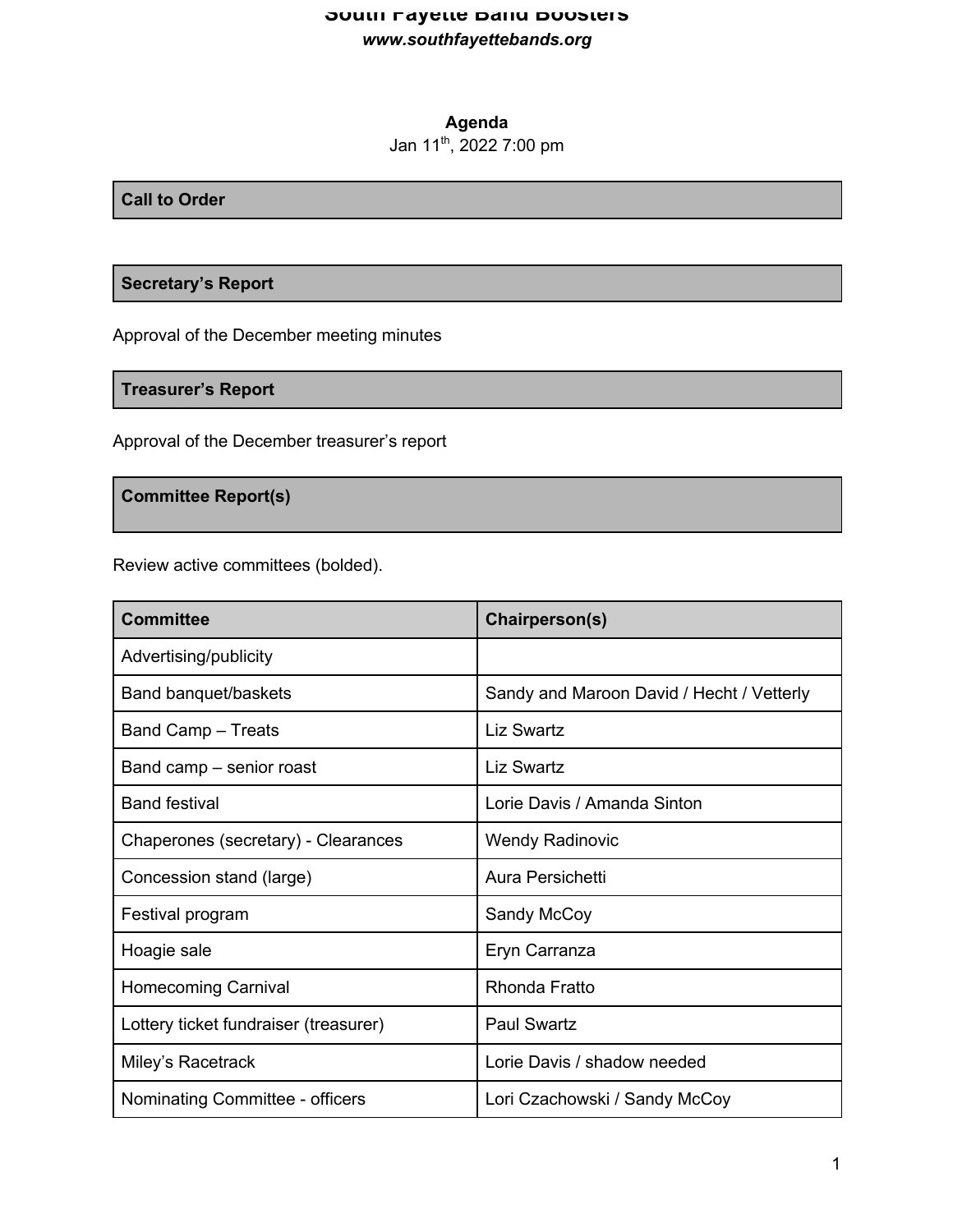# South Fayette Band Boosters

***www.southfayettebands.org***

**Agenda**

Jan 11th, 2022 7:00 pm

## Call to Order

## Secretary's Report

Approval of the December meeting minutes

## Treasurer's Report

Approval of the December treasurer's report

## Committee Report(s)

Review active committees (bolded).

| Committee | Chairperson(s) |
|---|---|
| Advertising/publicity | |
| Band banquet/baskets | Sandy and Maroon David / Hecht / Vetterly |
| Band Camp – Treats | Liz Swartz |
| Band camp – senior roast | Liz Swartz |
| Band festival | Lorie Davis / Amanda Sinton |
| Chaperones (secretary) - Clearances | Wendy Radinovic |
| Concession stand (large) | Aura Persichetti |
| Festival program | Sandy McCoy |
| Hoagie sale | Eryn Carranza |
| Homecoming Carnival | Rhonda Fratto |
| Lottery ticket fundraiser (treasurer) | Paul Swartz |
| Miley's Racetrack | Lorie Davis / shadow needed |
| Nominating Committee - officers | Lori Czachowski / Sandy McCoy |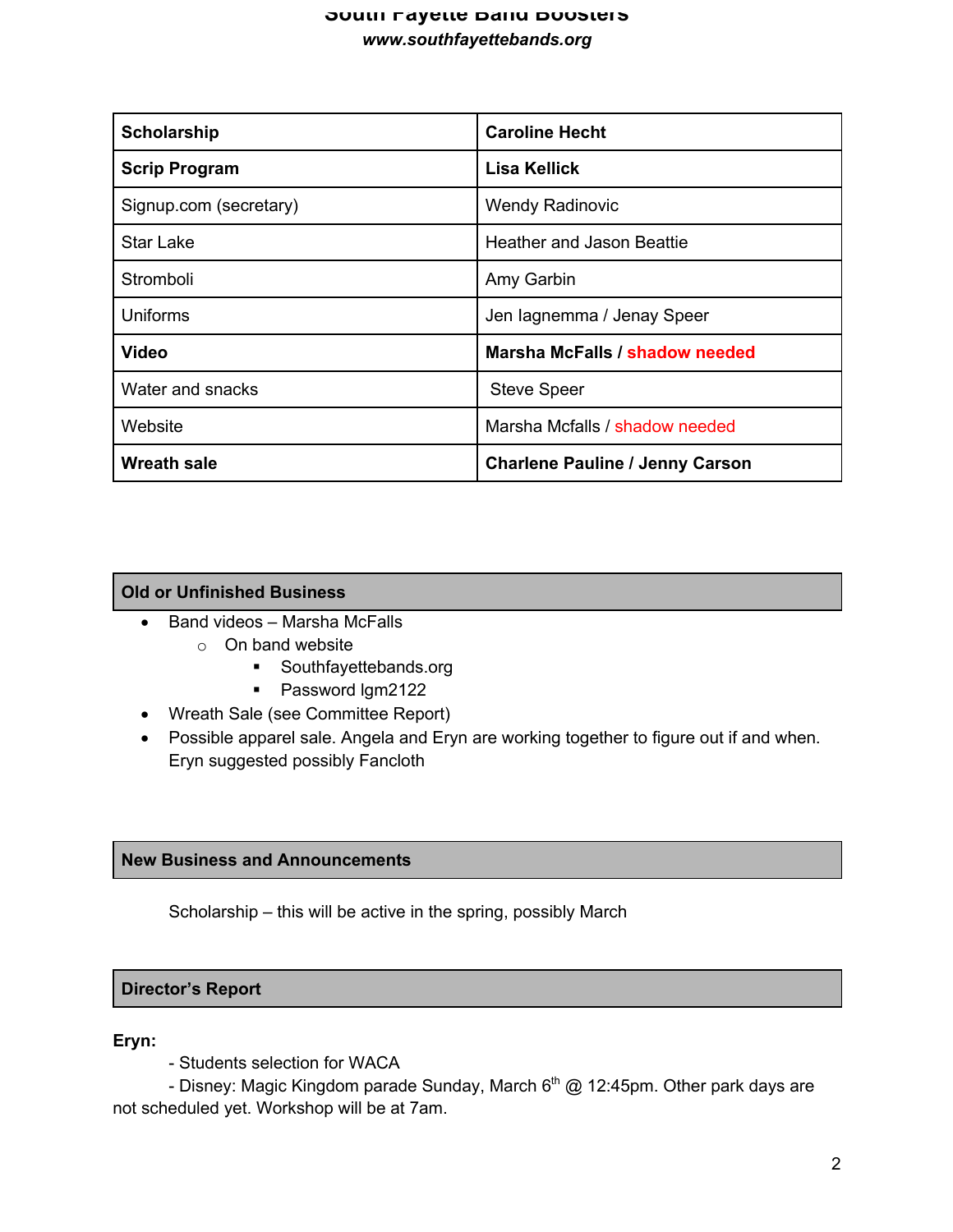| Scholarship | Caroline Hecht |
|---|---|
| **Scrip Program** | **Lisa Kellick** |
| Signup.com (secretary) | Wendy Radinovic |
| Star Lake | Heather and Jason Beattie |
| Stromboli | Amy Garbin |
| Uniforms | Jen Iagnemma / Jenay Speer |
| **Video** | **Marsha McFalls / shadow needed** |
| Water and snacks | Steve Speer |
| Website | Marsha Mcfalls / shadow needed |
| **Wreath sale** | **Charlene Pauline / Jenny Carson** |

## Old or Unfinished Business

- Band videos – Marsha McFalls
  - On band website
    - Southfayettebands.org
    - Password lgm2122
- Wreath Sale (see Committee Report)
- Possible apparel sale. Angela and Eryn are working together to figure out if and when. Eryn suggested possibly Fancloth

## New Business and Announcements

Scholarship – this will be active in the spring, possibly March

## Director's Report

**Eryn:**

- Students selection for WACA
- Disney: Magic Kingdom parade Sunday, March 6th @ 12:45pm. Other park days are not scheduled yet. Workshop will be at 7am.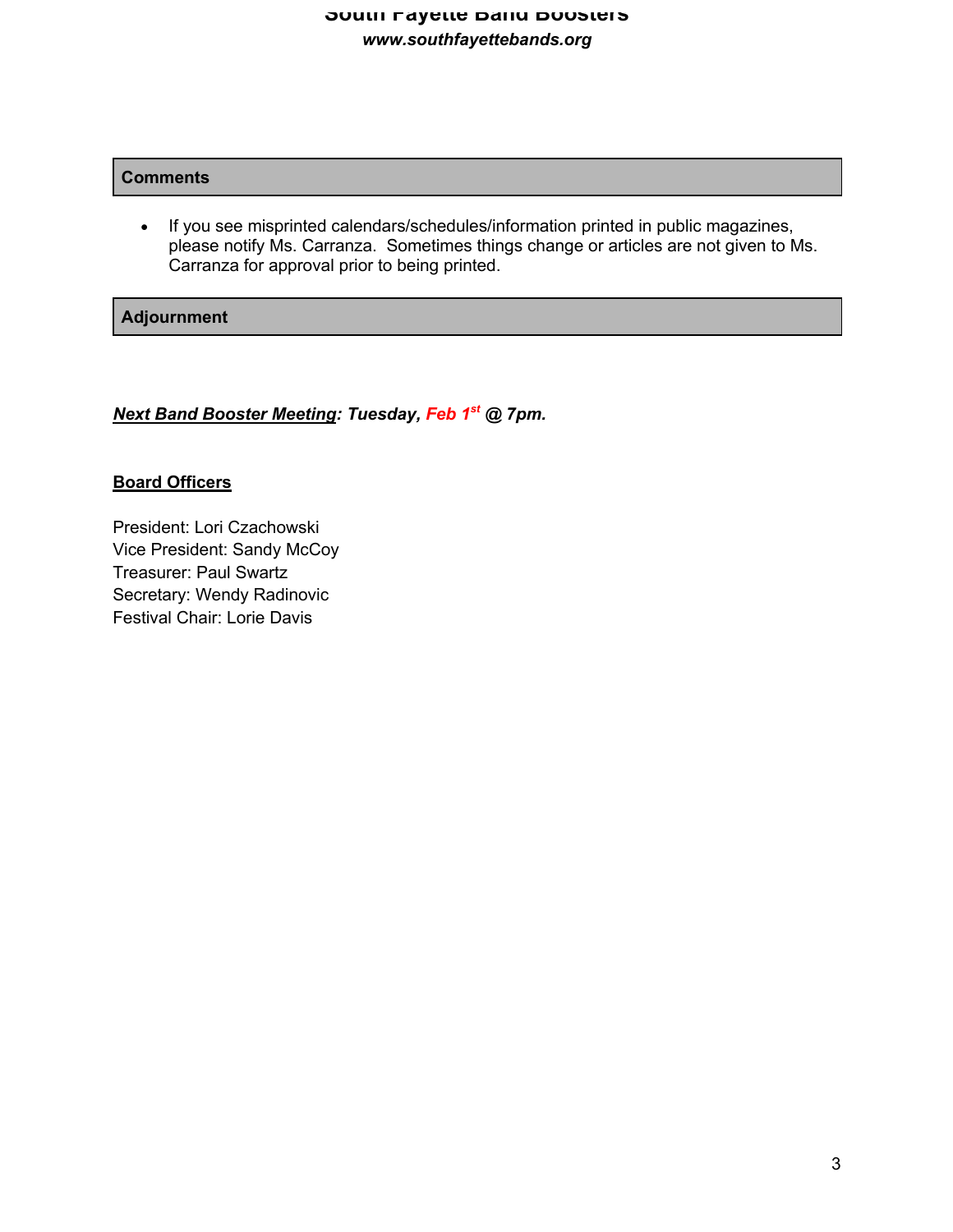## Comments

- If you see misprinted calendars/schedules/information printed in public magazines, please notify Ms. Carranza. Sometimes things change or articles are not given to Ms. Carranza for approval prior to being printed.

## Adjournment

***Next Band Booster Meeting*: Tuesday, Feb 1st @ 7pm.**

**Board Officers**

President: Lori Czachowski
Vice President: Sandy McCoy
Treasurer: Paul Swartz
Secretary: Wendy Radinovic
Festival Chair: Lorie Davis